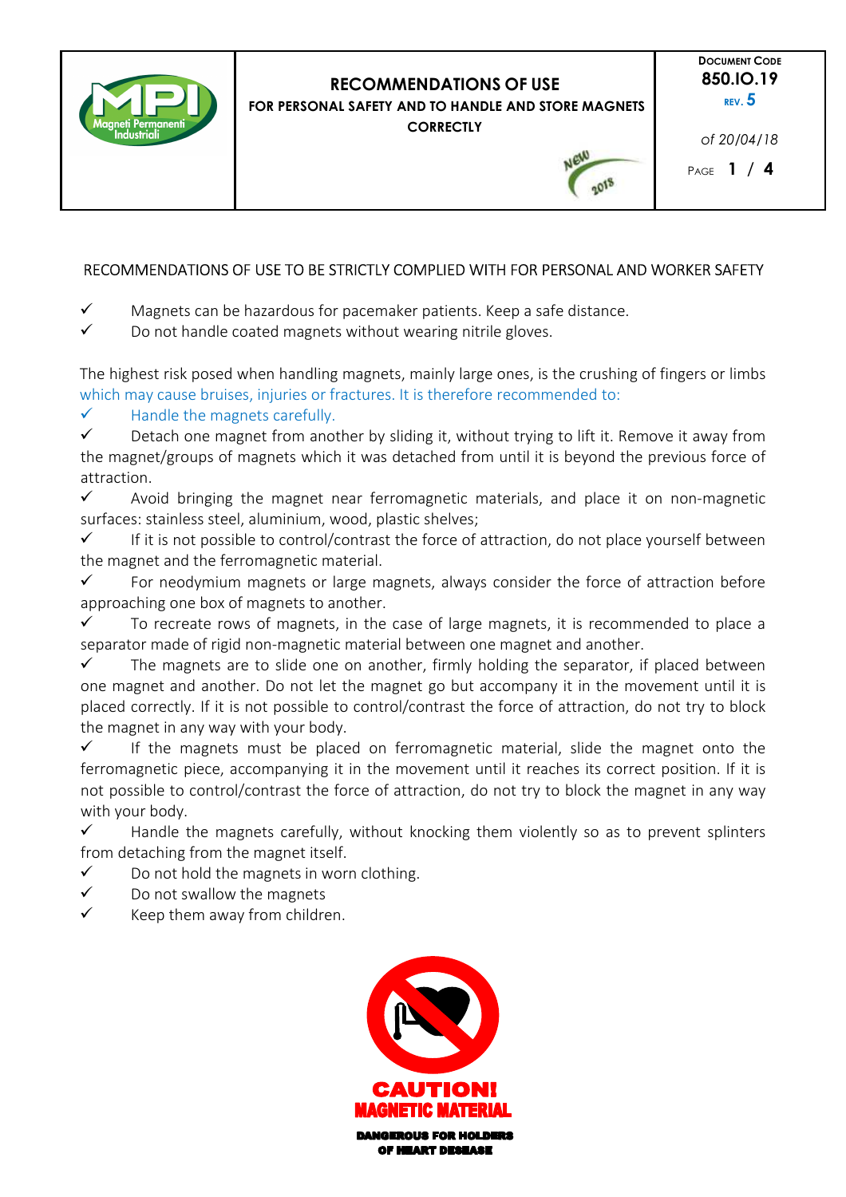# RECOMMENDATIONS OF USE

## FOR PERSONAL SAFETY AND TO HANDLE AND STORE MAGNETS CORRECTLY

Document Code **850.IO.19** Rev. **5** of 20/04/18

RECOMMENDATIONS OF USE TO BE STRICTLY COMPLIED WITH FOR PERSONAL AND WORKER SAFETY

- ✓ Magnets can be hazardous for pacemaker patients. Keep a safe distance.
- ✓ Do not handle coated magnets without wearing nitrile gloves.

The highest risk posed when handling magnets, mainly large ones, is the crushing of fingers or limbs which may cause bruises, injuries or fractures. It is therefore recommended to:

- ✓ Handle the magnets carefully.
- ✓ Detach one magnet from another by sliding it, without trying to lift it. Remove it away from the magnet/groups of magnets which it was detached from until it is beyond the previous force of attraction.
- ✓ Avoid bringing the magnet near ferromagnetic materials, and place it on non-magnetic surfaces: stainless steel, aluminium, wood, plastic shelves;
- ✓ If it is not possible to control/contrast the force of attraction, do not place yourself between the magnet and the ferromagnetic material.
- ✓ For neodymium magnets or large magnets, always consider the force of attraction before approaching one box of magnets to another.
- ✓ To recreate rows of magnets, in the case of large magnets, it is recommended to place a separator made of rigid non-magnetic material between one magnet and another.
- ✓ The magnets are to slide one on another, firmly holding the separator, if placed between one magnet and another. Do not let the magnet go but accompany it in the movement until it is placed correctly. If it is not possible to control/contrast the force of attraction, do not try to block the magnet in any way with your body.
- ✓ If the magnets must be placed on ferromagnetic material, slide the magnet onto the ferromagnetic piece, accompanying it in the movement until it reaches its correct position. If it is not possible to control/contrast the force of attraction, do not try to block the magnet in any way with your body.
- ✓ Handle the magnets carefully, without knocking them violently so as to prevent splinters from detaching from the magnet itself.
- ✓ Do not hold the magnets in worn clothing.
- ✓ Do not swallow the magnets
- ✓ Keep them away from children.

**CAUTION! MAGNETIC MATERIAL**

**DANGEROUS FOR HOLDERS OF HEART DESEASE**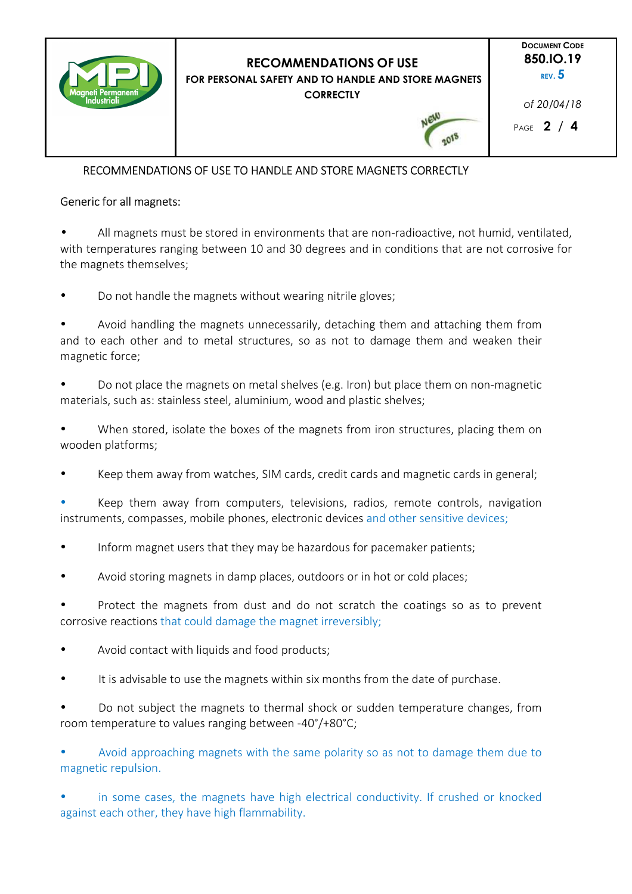RECOMMENDATIONS OF USE TO HANDLE AND STORE MAGNETS CORRECTLY

Generic for all magnets:

- All magnets must be stored in environments that are non-radioactive, not humid, ventilated, with temperatures ranging between 10 and 30 degrees and in conditions that are not corrosive for the magnets themselves;

- Do not handle the magnets without wearing nitrile gloves;

- Avoid handling the magnets unnecessarily, detaching them and attaching them from and to each other and to metal structures, so as not to damage them and weaken their magnetic force;

- Do not place the magnets on metal shelves (e.g. Iron) but place them on non-magnetic materials, such as: stainless steel, aluminium, wood and plastic shelves;

- When stored, isolate the boxes of the magnets from iron structures, placing them on wooden platforms;

- Keep them away from watches, SIM cards, credit cards and magnetic cards in general;

- Keep them away from computers, televisions, radios, remote controls, navigation instruments, compasses, mobile phones, electronic devices and other sensitive devices;

- Inform magnet users that they may be hazardous for pacemaker patients;

- Avoid storing magnets in damp places, outdoors or in hot or cold places;

- Protect the magnets from dust and do not scratch the coatings so as to prevent corrosive reactions that could damage the magnet irreversibly;

- Avoid contact with liquids and food products;

- It is advisable to use the magnets within six months from the date of purchase.

- Do not subject the magnets to thermal shock or sudden temperature changes, from room temperature to values ranging between -40°/+80°C;

- Avoid approaching magnets with the same polarity so as not to damage them due to magnetic repulsion.

- in some cases, the magnets have high electrical conductivity. If crushed or knocked against each other, they have high flammability.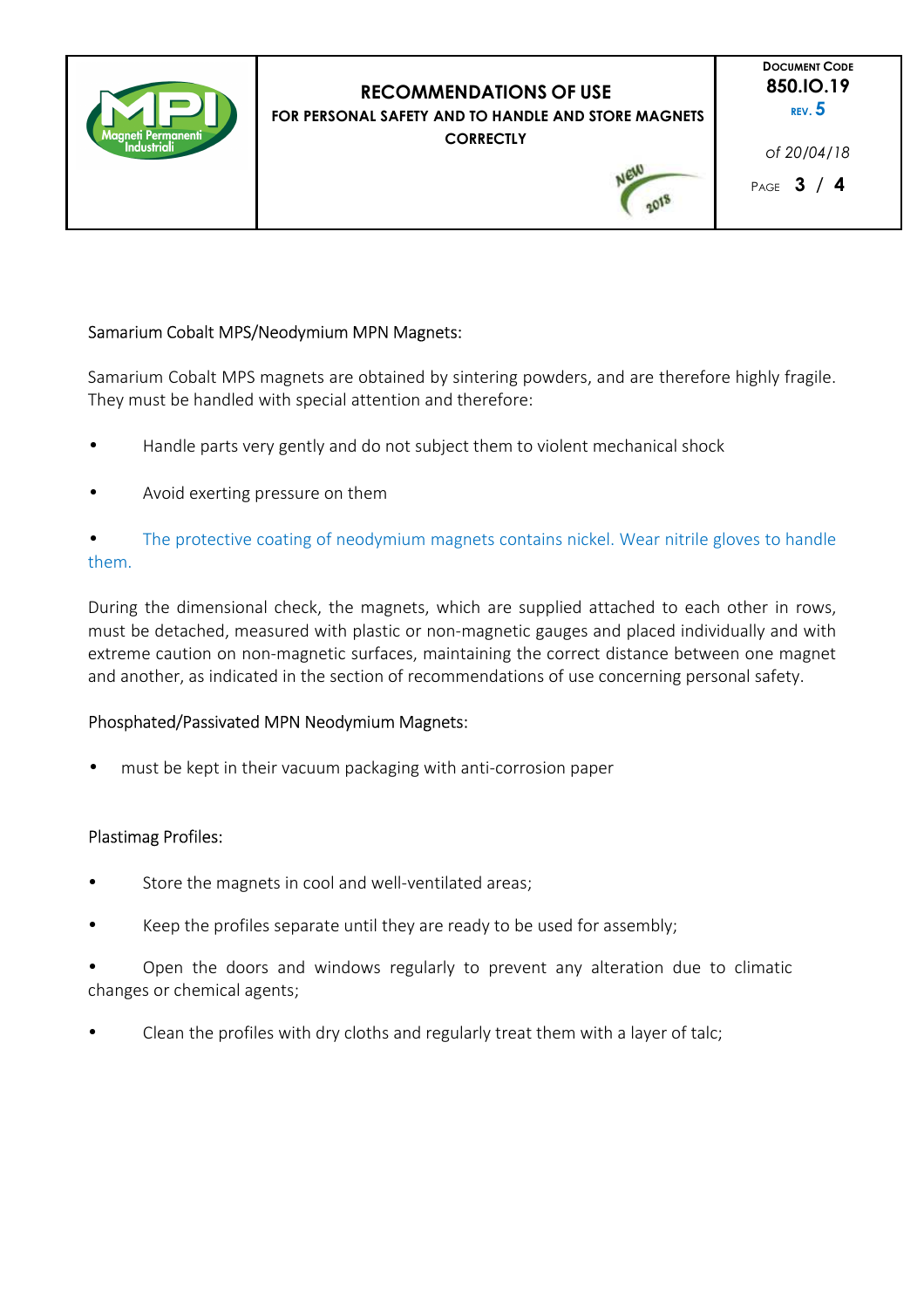Samarium Cobalt MPS/Neodymium MPN Magnets:

Samarium Cobalt MPS magnets are obtained by sintering powders, and are therefore highly fragile. They must be handled with special attention and therefore:

- Handle parts very gently and do not subject them to violent mechanical shock
- Avoid exerting pressure on them
- The protective coating of neodymium magnets contains nickel. Wear nitrile gloves to handle them.

During the dimensional check, the magnets, which are supplied attached to each other in rows, must be detached, measured with plastic or non-magnetic gauges and placed individually and with extreme caution on non-magnetic surfaces, maintaining the correct distance between one magnet and another, as indicated in the section of recommendations of use concerning personal safety.

Phosphated/Passivated MPN Neodymium Magnets:

- must be kept in their vacuum packaging with anti-corrosion paper

Plastimag Profiles:

- Store the magnets in cool and well-ventilated areas;
- Keep the profiles separate until they are ready to be used for assembly;
- Open the doors and windows regularly to prevent any alteration due to climatic changes or chemical agents;
- Clean the profiles with dry cloths and regularly treat them with a layer of talc;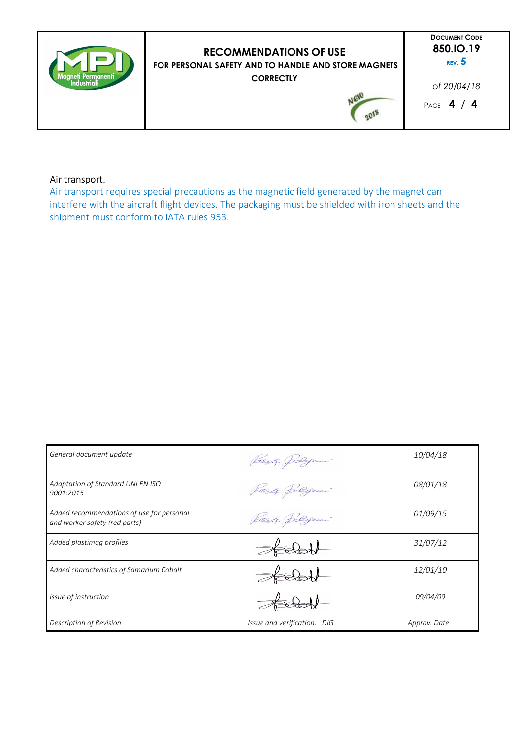Air transport.

Air transport requires special precautions as the magnetic field generated by the magnet can interfere with the aircraft flight devices. The packaging must be shielded with iron sheets and the shipment must conform to IATA rules 953.

| | | |
|---|---|---|
| *General document update* | | *10/04/18* |
| *Adaptation of Standard UNI EN ISO 9001:2015* | | *08/01/18* |
| *Added recommendations of use for personal and worker safety (red parts)* | | *01/09/15* |
| *Added plastimag profiles* | | *31/07/12* |
| *Added characteristics of Samarium Cobalt* | | *12/01/10* |
| *Issue of instruction* | | *09/04/09* |
| *Description of Revision* | *Issue and verification: DIG* | *Approv. Date* |